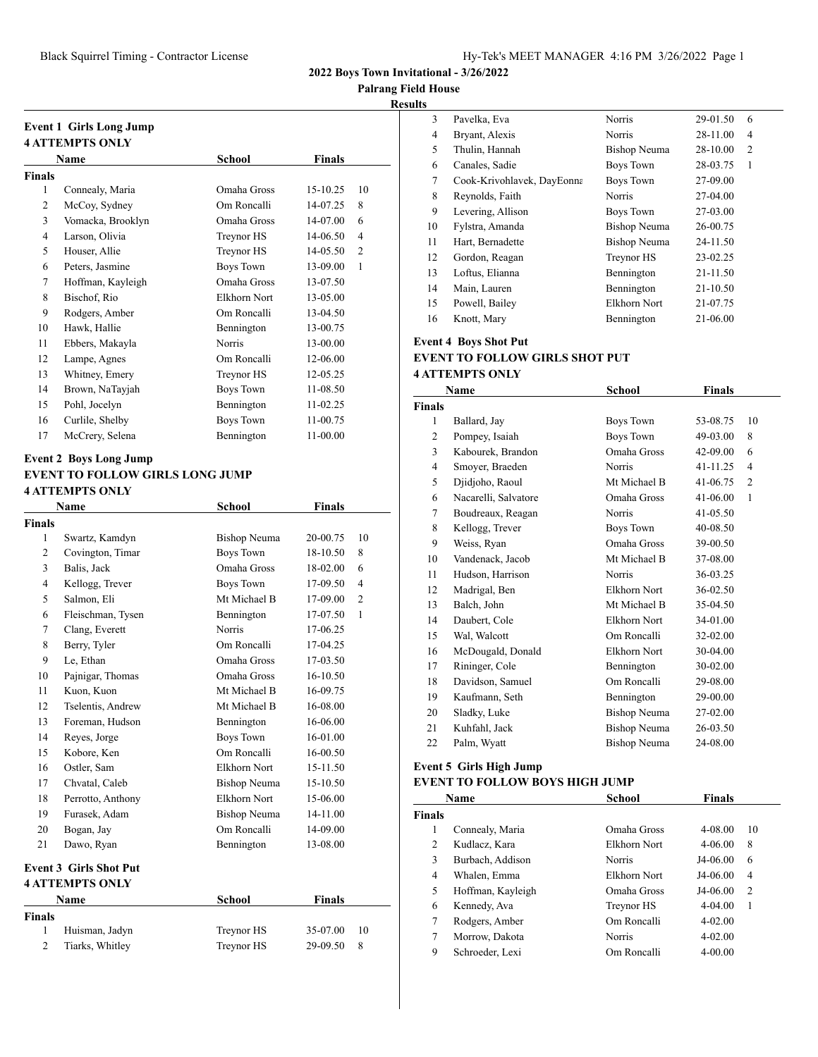## 2022 Boys Town Invitational - 3/26/2022

**Palrang Field House**

**Results**

### Event 1 Girls Long Jump
**4 ATTEMPTS ONLY**

| | Name | School | Finals | |
|---|---|---|---|---|
| **Finals** | | | | |
| 1 | Connealy, Maria | Omaha Gross | 15-10.25 | 10 |
| 2 | McCoy, Sydney | Om Roncalli | 14-07.25 | 8 |
| 3 | Vomacka, Brooklyn | Omaha Gross | 14-07.00 | 6 |
| 4 | Larson, Olivia | Treynor HS | 14-06.50 | 4 |
| 5 | Houser, Allie | Treynor HS | 14-05.50 | 2 |
| 6 | Peters, Jasmine | Boys Town | 13-09.00 | 1 |
| 7 | Hoffman, Kayleigh | Omaha Gross | 13-07.50 | |
| 8 | Bischof, Rio | Elkhorn Nort | 13-05.00 | |
| 9 | Rodgers, Amber | Om Roncalli | 13-04.50 | |
| 10 | Hawk, Hallie | Bennington | 13-00.75 | |
| 11 | Ebbers, Makayla | Norris | 13-00.00 | |
| 12 | Lampe, Agnes | Om Roncalli | 12-06.00 | |
| 13 | Whitney, Emery | Treynor HS | 12-05.25 | |
| 14 | Brown, NaTayjah | Boys Town | 11-08.50 | |
| 15 | Pohl, Jocelyn | Bennington | 11-02.25 | |
| 16 | Curlile, Shelby | Boys Town | 11-00.75 | |
| 17 | McCrery, Selena | Bennington | 11-00.00 | |

### Event 2 Boys Long Jump
**EVENT TO FOLLOW GIRLS LONG JUMP**
**4 ATTEMPTS ONLY**

| | Name | School | Finals | |
|---|---|---|---|---|
| **Finals** | | | | |
| 1 | Swartz, Kamdyn | Bishop Neuma | 20-00.75 | 10 |
| 2 | Covington, Timar | Boys Town | 18-10.50 | 8 |
| 3 | Balis, Jack | Omaha Gross | 18-02.00 | 6 |
| 4 | Kellogg, Trever | Boys Town | 17-09.50 | 4 |
| 5 | Salmon, Eli | Mt Michael B | 17-09.00 | 2 |
| 6 | Fleischman, Tysen | Bennington | 17-07.50 | 1 |
| 7 | Clang, Everett | Norris | 17-06.25 | |
| 8 | Berry, Tyler | Om Roncalli | 17-04.25 | |
| 9 | Le, Ethan | Omaha Gross | 17-03.50 | |
| 10 | Pajnigar, Thomas | Omaha Gross | 16-10.50 | |
| 11 | Kuon, Kuon | Mt Michael B | 16-09.75 | |
| 12 | Tselentis, Andrew | Mt Michael B | 16-08.00 | |
| 13 | Foreman, Hudson | Bennington | 16-06.00 | |
| 14 | Reyes, Jorge | Boys Town | 16-01.00 | |
| 15 | Kobore, Ken | Om Roncalli | 16-00.50 | |
| 16 | Ostler, Sam | Elkhorn Nort | 15-11.50 | |
| 17 | Chvatal, Caleb | Bishop Neuma | 15-10.50 | |
| 18 | Perrotto, Anthony | Elkhorn Nort | 15-06.00 | |
| 19 | Furasek, Adam | Bishop Neuma | 14-11.00 | |
| 20 | Bogan, Jay | Om Roncalli | 14-09.00 | |
| 21 | Dawo, Ryan | Bennington | 13-08.00 | |

### Event 3 Girls Shot Put
**4 ATTEMPTS ONLY**

| | Name | School | Finals | |
|---|---|---|---|---|
| **Finals** | | | | |
| 1 | Huisman, Jadyn | Treynor HS | 35-07.00 | 10 |
| 2 | Tiarks, Whitley | Treynor HS | 29-09.50 | 8 |
| 3 | Pavelka, Eva | Norris | 29-01.50 | 6 |
| 4 | Bryant, Alexis | Norris | 28-11.00 | 4 |
| 5 | Thulin, Hannah | Bishop Neuma | 28-10.00 | 2 |
| 6 | Canales, Sadie | Boys Town | 28-03.75 | 1 |
| 7 | Cook-Krivohlavek, DayEonna | Boys Town | 27-09.00 | |
| 8 | Reynolds, Faith | Norris | 27-04.00 | |
| 9 | Levering, Allison | Boys Town | 27-03.00 | |
| 10 | Fylstra, Amanda | Bishop Neuma | 26-00.75 | |
| 11 | Hart, Bernadette | Bishop Neuma | 24-11.50 | |
| 12 | Gordon, Reagan | Treynor HS | 23-02.25 | |
| 13 | Loftus, Elianna | Bennington | 21-11.50 | |
| 14 | Main, Lauren | Bennington | 21-10.50 | |
| 15 | Powell, Bailey | Elkhorn Nort | 21-07.75 | |
| 16 | Knott, Mary | Bennington | 21-06.00 | |

### Event 4 Boys Shot Put
**EVENT TO FOLLOW GIRLS SHOT PUT**
**4 ATTEMPTS ONLY**

| | Name | School | Finals | |
|---|---|---|---|---|
| **Finals** | | | | |
| 1 | Ballard, Jay | Boys Town | 53-08.75 | 10 |
| 2 | Pompey, Isaiah | Boys Town | 49-03.00 | 8 |
| 3 | Kabourek, Brandon | Omaha Gross | 42-09.00 | 6 |
| 4 | Smoyer, Braeden | Norris | 41-11.25 | 4 |
| 5 | Djidjoho, Raoul | Mt Michael B | 41-06.75 | 2 |
| 6 | Nacarelli, Salvatore | Omaha Gross | 41-06.00 | 1 |
| 7 | Boudreaux, Reagan | Norris | 41-05.50 | |
| 8 | Kellogg, Trever | Boys Town | 40-08.50 | |
| 9 | Weiss, Ryan | Omaha Gross | 39-00.50 | |
| 10 | Vandenack, Jacob | Mt Michael B | 37-08.00 | |
| 11 | Hudson, Harrison | Norris | 36-03.25 | |
| 12 | Madrigal, Ben | Elkhorn Nort | 36-02.50 | |
| 13 | Balch, John | Mt Michael B | 35-04.50 | |
| 14 | Daubert, Cole | Elkhorn Nort | 34-01.00 | |
| 15 | Wal, Walcott | Om Roncalli | 32-02.00 | |
| 16 | McDougald, Donald | Elkhorn Nort | 30-04.00 | |
| 17 | Rininger, Cole | Bennington | 30-02.00 | |
| 18 | Davidson, Samuel | Om Roncalli | 29-08.00 | |
| 19 | Kaufmann, Seth | Bennington | 29-00.00 | |
| 20 | Sladky, Luke | Bishop Neuma | 27-02.00 | |
| 21 | Kuhfahl, Jack | Bishop Neuma | 26-03.50 | |
| 22 | Palm, Wyatt | Bishop Neuma | 24-08.00 | |

### Event 5 Girls High Jump
**EVENT TO FOLLOW BOYS HIGH JUMP**

| | Name | School | Finals | |
|---|---|---|---|---|
| **Finals** | | | | |
| 1 | Connealy, Maria | Omaha Gross | 4-08.00 | 10 |
| 2 | Kudlacz, Kara | Elkhorn Nort | 4-06.00 | 8 |
| 3 | Burbach, Addison | Norris | J4-06.00 | 6 |
| 4 | Whalen, Emma | Elkhorn Nort | J4-06.00 | 4 |
| 5 | Hoffman, Kayleigh | Omaha Gross | J4-06.00 | 2 |
| 6 | Kennedy, Ava | Treynor HS | 4-04.00 | 1 |
| 7 | Rodgers, Amber | Om Roncalli | 4-02.00 | |
| 7 | Morrow, Dakota | Norris | 4-02.00 | |
| 9 | Schroeder, Lexi | Om Roncalli | 4-00.00 | |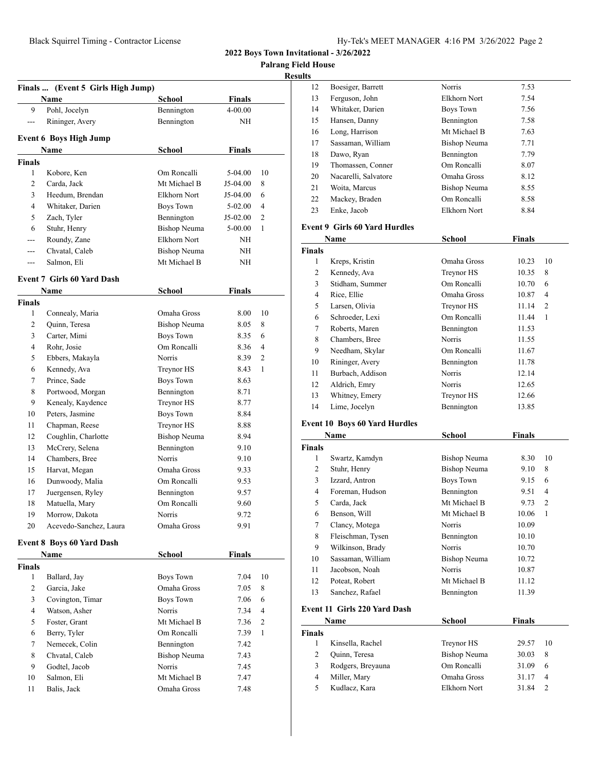**2022 Boys Town Invitational - 3/26/2022**

**Palrang Field House**

**Results**

### Finals ... (Event 5 Girls High Jump)

| | Name | School | Finals | |
|---|---|---|---|---|
| 9 | Pohl, Jocelyn | Bennington | 4-00.00 | |
| --- | Rininger, Avery | Bennington | NH | |

### Event 6 Boys High Jump

| | Name | School | Finals | |
|---|---|---|---|---|
| **Finals** | | | | |
| 1 | Kobore, Ken | Om Roncalli | 5-04.00 | 10 |
| 2 | Carda, Jack | Mt Michael B | J5-04.00 | 8 |
| 3 | Heedum, Brendan | Elkhorn Nort | J5-04.00 | 6 |
| 4 | Whitaker, Darien | Boys Town | 5-02.00 | 4 |
| 5 | Zach, Tyler | Bennington | J5-02.00 | 2 |
| 6 | Stuhr, Henry | Bishop Neuma | 5-00.00 | 1 |
| --- | Roundy, Zane | Elkhorn Nort | NH | |
| --- | Chvatal, Caleb | Bishop Neuma | NH | |
| --- | Salmon, Eli | Mt Michael B | NH | |

### Event 7 Girls 60 Yard Dash

| | Name | School | Finals | |
|---|---|---|---|---|
| **Finals** | | | | |
| 1 | Connealy, Maria | Omaha Gross | 8.00 | 10 |
| 2 | Quinn, Teresa | Bishop Neuma | 8.05 | 8 |
| 3 | Carter, Mimi | Boys Town | 8.35 | 6 |
| 4 | Rohr, Josie | Om Roncalli | 8.36 | 4 |
| 5 | Ebbers, Makayla | Norris | 8.39 | 2 |
| 6 | Kennedy, Ava | Treynor HS | 8.43 | 1 |
| 7 | Prince, Sade | Boys Town | 8.63 | |
| 8 | Portwood, Morgan | Bennington | 8.71 | |
| 9 | Kenealy, Kaydence | Treynor HS | 8.77 | |
| 10 | Peters, Jasmine | Boys Town | 8.84 | |
| 11 | Chapman, Reese | Treynor HS | 8.88 | |
| 12 | Coughlin, Charlotte | Bishop Neuma | 8.94 | |
| 13 | McCrery, Selena | Bennington | 9.10 | |
| 14 | Chambers, Bree | Norris | 9.10 | |
| 15 | Harvat, Megan | Omaha Gross | 9.33 | |
| 16 | Dunwoody, Malia | Om Roncalli | 9.53 | |
| 17 | Juergensen, Ryley | Bennington | 9.57 | |
| 18 | Matuella, Mary | Om Roncalli | 9.60 | |
| 19 | Morrow, Dakota | Norris | 9.72 | |
| 20 | Acevedo-Sanchez, Laura | Omaha Gross | 9.91 | |

### Event 8 Boys 60 Yard Dash

| | Name | School | Finals | |
|---|---|---|---|---|
| **Finals** | | | | |
| 1 | Ballard, Jay | Boys Town | 7.04 | 10 |
| 2 | Garcia, Jake | Omaha Gross | 7.05 | 8 |
| 3 | Covington, Timar | Boys Town | 7.06 | 6 |
| 4 | Watson, Asher | Norris | 7.34 | 4 |
| 5 | Foster, Grant | Mt Michael B | 7.36 | 2 |
| 6 | Berry, Tyler | Om Roncalli | 7.39 | 1 |
| 7 | Nemecek, Colin | Bennington | 7.42 | |
| 8 | Chvatal, Caleb | Bishop Neuma | 7.43 | |
| 9 | Godtel, Jacob | Norris | 7.45 | |
| 10 | Salmon, Eli | Mt Michael B | 7.47 | |
| 11 | Balis, Jack | Omaha Gross | 7.48 | |
| 12 | Boesiger, Barrett | Norris | 7.53 | |
| 13 | Ferguson, John | Elkhorn Nort | 7.54 | |
| 14 | Whitaker, Darien | Boys Town | 7.56 | |
| 15 | Hansen, Danny | Bennington | 7.58 | |
| 16 | Long, Harrison | Mt Michael B | 7.63 | |
| 17 | Sassaman, William | Bishop Neuma | 7.71 | |
| 18 | Dawo, Ryan | Bennington | 7.79 | |
| 19 | Thomassen, Conner | Om Roncalli | 8.07 | |
| 20 | Nacarelli, Salvatore | Omaha Gross | 8.12 | |
| 21 | Woita, Marcus | Bishop Neuma | 8.55 | |
| 22 | Mackey, Braden | Om Roncalli | 8.58 | |
| 23 | Enke, Jacob | Elkhorn Nort | 8.84 | |

### Event 9 Girls 60 Yard Hurdles

| | Name | School | Finals | |
|---|---|---|---|---|
| **Finals** | | | | |
| 1 | Kreps, Kristin | Omaha Gross | 10.23 | 10 |
| 2 | Kennedy, Ava | Treynor HS | 10.35 | 8 |
| 3 | Stidham, Summer | Om Roncalli | 10.70 | 6 |
| 4 | Rice, Ellie | Omaha Gross | 10.87 | 4 |
| 5 | Larsen, Olivia | Treynor HS | 11.14 | 2 |
| 6 | Schroeder, Lexi | Om Roncalli | 11.44 | 1 |
| 7 | Roberts, Maren | Bennington | 11.53 | |
| 8 | Chambers, Bree | Norris | 11.55 | |
| 9 | Needham, Skylar | Om Roncalli | 11.67 | |
| 10 | Rininger, Avery | Bennington | 11.78 | |
| 11 | Burbach, Addison | Norris | 12.14 | |
| 12 | Aldrich, Emry | Norris | 12.65 | |
| 13 | Whitney, Emery | Treynor HS | 12.66 | |
| 14 | Lime, Jocelyn | Bennington | 13.85 | |

### Event 10 Boys 60 Yard Hurdles

| | Name | School | Finals | |
|---|---|---|---|---|
| **Finals** | | | | |
| 1 | Swartz, Kamdyn | Bishop Neuma | 8.30 | 10 |
| 2 | Stuhr, Henry | Bishop Neuma | 9.10 | 8 |
| 3 | Izzard, Antron | Boys Town | 9.15 | 6 |
| 4 | Foreman, Hudson | Bennington | 9.51 | 4 |
| 5 | Carda, Jack | Mt Michael B | 9.73 | 2 |
| 6 | Benson, Will | Mt Michael B | 10.06 | 1 |
| 7 | Clancy, Motega | Norris | 10.09 | |
| 8 | Fleischman, Tysen | Bennington | 10.10 | |
| 9 | Wilkinson, Brady | Norris | 10.70 | |
| 10 | Sassaman, William | Bishop Neuma | 10.72 | |
| 11 | Jacobson, Noah | Norris | 10.87 | |
| 12 | Poteat, Robert | Mt Michael B | 11.12 | |
| 13 | Sanchez, Rafael | Bennington | 11.39 | |

### Event 11 Girls 220 Yard Dash

| | Name | School | Finals | |
|---|---|---|---|---|
| **Finals** | | | | |
| 1 | Kinsella, Rachel | Treynor HS | 29.57 | 10 |
| 2 | Quinn, Teresa | Bishop Neuma | 30.03 | 8 |
| 3 | Rodgers, Breyauna | Om Roncalli | 31.09 | 6 |
| 4 | Miller, Mary | Omaha Gross | 31.17 | 4 |
| 5 | Kudlacz, Kara | Elkhorn Nort | 31.84 | 2 |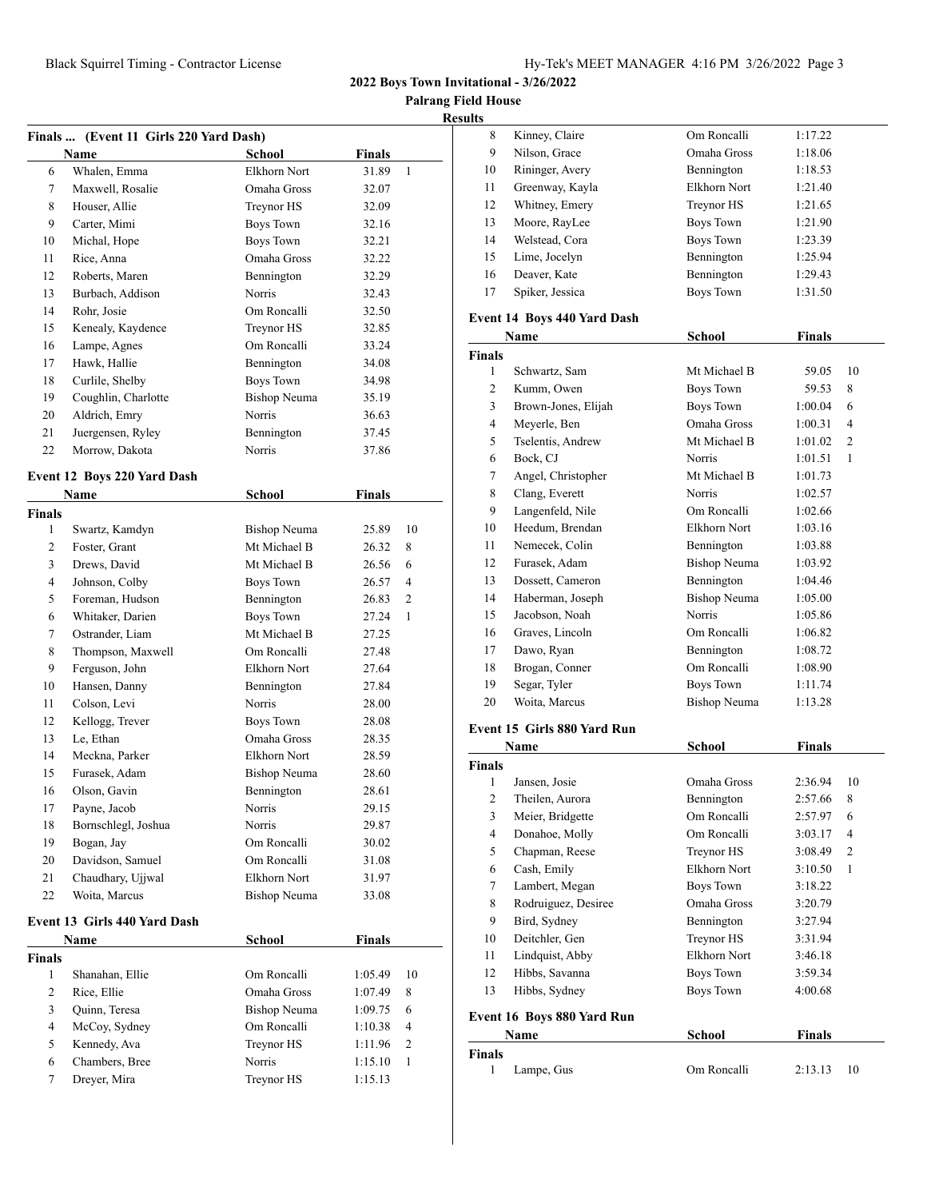## 2022 Boys Town Invitational - 3/26/2022

### Palrang Field House

### Results

### Finals ... (Event 11 Girls 220 Yard Dash)

| | Name | School | Finals | |
|---|---|---|---|---|
| 6 | Whalen, Emma | Elkhorn Nort | 31.89 | 1 |
| 7 | Maxwell, Rosalie | Omaha Gross | 32.07 | |
| 8 | Houser, Allie | Treynor HS | 32.09 | |
| 9 | Carter, Mimi | Boys Town | 32.16 | |
| 10 | Michal, Hope | Boys Town | 32.21 | |
| 11 | Rice, Anna | Omaha Gross | 32.22 | |
| 12 | Roberts, Maren | Bennington | 32.29 | |
| 13 | Burbach, Addison | Norris | 32.43 | |
| 14 | Rohr, Josie | Om Roncalli | 32.50 | |
| 15 | Kenealy, Kaydence | Treynor HS | 32.85 | |
| 16 | Lampe, Agnes | Om Roncalli | 33.24 | |
| 17 | Hawk, Hallie | Bennington | 34.08 | |
| 18 | Curlile, Shelby | Boys Town | 34.98 | |
| 19 | Coughlin, Charlotte | Bishop Neuma | 35.19 | |
| 20 | Aldrich, Emry | Norris | 36.63 | |
| 21 | Juergensen, Ryley | Bennington | 37.45 | |
| 22 | Morrow, Dakota | Norris | 37.86 | |

### Event 12 Boys 220 Yard Dash

| | Name | School | Finals | |
|---|---|---|---|---|
| **Finals** | | | | |
| 1 | Swartz, Kamdyn | Bishop Neuma | 25.89 | 10 |
| 2 | Foster, Grant | Mt Michael B | 26.32 | 8 |
| 3 | Drews, David | Mt Michael B | 26.56 | 6 |
| 4 | Johnson, Colby | Boys Town | 26.57 | 4 |
| 5 | Foreman, Hudson | Bennington | 26.83 | 2 |
| 6 | Whitaker, Darien | Boys Town | 27.24 | 1 |
| 7 | Ostrander, Liam | Mt Michael B | 27.25 | |
| 8 | Thompson, Maxwell | Om Roncalli | 27.48 | |
| 9 | Ferguson, John | Elkhorn Nort | 27.64 | |
| 10 | Hansen, Danny | Bennington | 27.84 | |
| 11 | Colson, Levi | Norris | 28.00 | |
| 12 | Kellogg, Trever | Boys Town | 28.08 | |
| 13 | Le, Ethan | Omaha Gross | 28.35 | |
| 14 | Meckna, Parker | Elkhorn Nort | 28.59 | |
| 15 | Furasek, Adam | Bishop Neuma | 28.60 | |
| 16 | Olson, Gavin | Bennington | 28.61 | |
| 17 | Payne, Jacob | Norris | 29.15 | |
| 18 | Bornschlegl, Joshua | Norris | 29.87 | |
| 19 | Bogan, Jay | Om Roncalli | 30.02 | |
| 20 | Davidson, Samuel | Om Roncalli | 31.08 | |
| 21 | Chaudhary, Ujjwal | Elkhorn Nort | 31.97 | |
| 22 | Woita, Marcus | Bishop Neuma | 33.08 | |

### Event 13 Girls 440 Yard Dash

| | Name | School | Finals | |
|---|---|---|---|---|
| **Finals** | | | | |
| 1 | Shanahan, Ellie | Om Roncalli | 1:05.49 | 10 |
| 2 | Rice, Ellie | Omaha Gross | 1:07.49 | 8 |
| 3 | Quinn, Teresa | Bishop Neuma | 1:09.75 | 6 |
| 4 | McCoy, Sydney | Om Roncalli | 1:10.38 | 4 |
| 5 | Kennedy, Ava | Treynor HS | 1:11.96 | 2 |
| 6 | Chambers, Bree | Norris | 1:15.10 | 1 |
| 7 | Dreyer, Mira | Treynor HS | 1:15.13 | |
| 8 | Kinney, Claire | Om Roncalli | 1:17.22 | |
| 9 | Nilson, Grace | Omaha Gross | 1:18.06 | |
| 10 | Rininger, Avery | Bennington | 1:18.53 | |
| 11 | Greenway, Kayla | Elkhorn Nort | 1:21.40 | |
| 12 | Whitney, Emery | Treynor HS | 1:21.65 | |
| 13 | Moore, RayLee | Boys Town | 1:21.90 | |
| 14 | Welstead, Cora | Boys Town | 1:23.39 | |
| 15 | Lime, Jocelyn | Bennington | 1:25.94 | |
| 16 | Deaver, Kate | Bennington | 1:29.43 | |
| 17 | Spiker, Jessica | Boys Town | 1:31.50 | |

### Event 14 Boys 440 Yard Dash

| | Name | School | Finals | |
|---|---|---|---|---|
| **Finals** | | | | |
| 1 | Schwartz, Sam | Mt Michael B | 59.05 | 10 |
| 2 | Kumm, Owen | Boys Town | 59.53 | 8 |
| 3 | Brown-Jones, Elijah | Boys Town | 1:00.04 | 6 |
| 4 | Meyerle, Ben | Omaha Gross | 1:00.31 | 4 |
| 5 | Tselentis, Andrew | Mt Michael B | 1:01.02 | 2 |
| 6 | Bock, CJ | Norris | 1:01.51 | 1 |
| 7 | Angel, Christopher | Mt Michael B | 1:01.73 | |
| 8 | Clang, Everett | Norris | 1:02.57 | |
| 9 | Langenfeld, Nile | Om Roncalli | 1:02.66 | |
| 10 | Heedum, Brendan | Elkhorn Nort | 1:03.16 | |
| 11 | Nemecek, Colin | Bennington | 1:03.88 | |
| 12 | Furasek, Adam | Bishop Neuma | 1:03.92 | |
| 13 | Dossett, Cameron | Bennington | 1:04.46 | |
| 14 | Haberman, Joseph | Bishop Neuma | 1:05.00 | |
| 15 | Jacobson, Noah | Norris | 1:05.86 | |
| 16 | Graves, Lincoln | Om Roncalli | 1:06.82 | |
| 17 | Dawo, Ryan | Bennington | 1:08.72 | |
| 18 | Brogan, Conner | Om Roncalli | 1:08.90 | |
| 19 | Segar, Tyler | Boys Town | 1:11.74 | |
| 20 | Woita, Marcus | Bishop Neuma | 1:13.28 | |

### Event 15 Girls 880 Yard Run

| | Name | School | Finals | |
|---|---|---|---|---|
| **Finals** | | | | |
| 1 | Jansen, Josie | Omaha Gross | 2:36.94 | 10 |
| 2 | Theilen, Aurora | Bennington | 2:57.66 | 8 |
| 3 | Meier, Bridgette | Om Roncalli | 2:57.97 | 6 |
| 4 | Donahoe, Molly | Om Roncalli | 3:03.17 | 4 |
| 5 | Chapman, Reese | Treynor HS | 3:08.49 | 2 |
| 6 | Cash, Emily | Elkhorn Nort | 3:10.50 | 1 |
| 7 | Lambert, Megan | Boys Town | 3:18.22 | |
| 8 | Rodruiguez, Desiree | Omaha Gross | 3:20.79 | |
| 9 | Bird, Sydney | Bennington | 3:27.94 | |
| 10 | Deitchler, Gen | Treynor HS | 3:31.94 | |
| 11 | Lindquist, Abby | Elkhorn Nort | 3:46.18 | |
| 12 | Hibbs, Savanna | Boys Town | 3:59.34 | |
| 13 | Hibbs, Sydney | Boys Town | 4:00.68 | |

### Event 16 Boys 880 Yard Run

| | Name | School | Finals | |
|---|---|---|---|---|
| **Finals** | | | | |
| 1 | Lampe, Gus | Om Roncalli | 2:13.13 | 10 |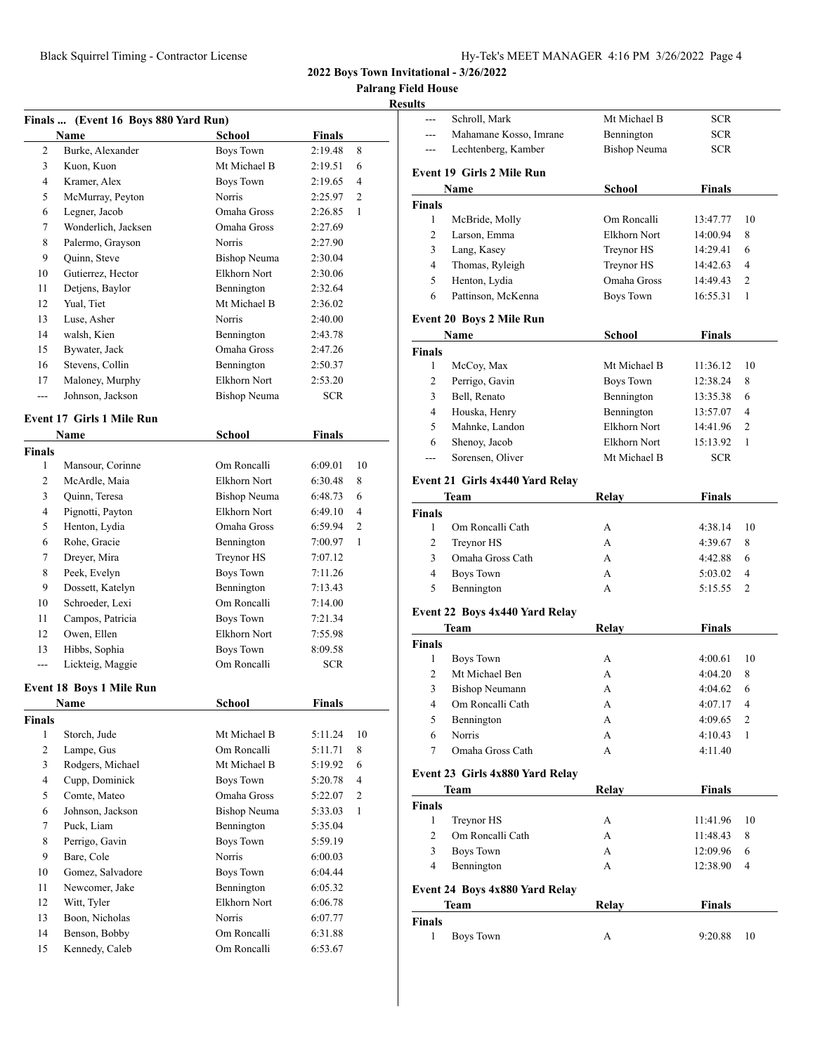**2022 Boys Town Invitational - 3/26/2022**

**Palrang Field House**

**Results**

### Finals ... (Event 16 Boys 880 Yard Run)

| | Name | School | Finals | |
|---|---|---|---|---|
| 2 | Burke, Alexander | Boys Town | 2:19.48 | 8 |
| 3 | Kuon, Kuon | Mt Michael B | 2:19.51 | 6 |
| 4 | Kramer, Alex | Boys Town | 2:19.65 | 4 |
| 5 | McMurray, Peyton | Norris | 2:25.97 | 2 |
| 6 | Legner, Jacob | Omaha Gross | 2:26.85 | 1 |
| 7 | Wonderlich, Jacksen | Omaha Gross | 2:27.69 | |
| 8 | Palermo, Grayson | Norris | 2:27.90 | |
| 9 | Quinn, Steve | Bishop Neuma | 2:30.04 | |
| 10 | Gutierrez, Hector | Elkhorn Nort | 2:30.06 | |
| 11 | Detjens, Baylor | Bennington | 2:32.64 | |
| 12 | Yual, Tiet | Mt Michael B | 2:36.02 | |
| 13 | Luse, Asher | Norris | 2:40.00 | |
| 14 | walsh, Kien | Bennington | 2:43.78 | |
| 15 | Bywater, Jack | Omaha Gross | 2:47.26 | |
| 16 | Stevens, Collin | Bennington | 2:50.37 | |
| 17 | Maloney, Murphy | Elkhorn Nort | 2:53.20 | |
| --- | Johnson, Jackson | Bishop Neuma | SCR | |

### Event 17 Girls 1 Mile Run

| | Name | School | Finals | |
|---|---|---|---|---|
| **Finals** | | | | |
| 1 | Mansour, Corinne | Om Roncalli | 6:09.01 | 10 |
| 2 | McArdle, Maia | Elkhorn Nort | 6:30.48 | 8 |
| 3 | Quinn, Teresa | Bishop Neuma | 6:48.73 | 6 |
| 4 | Pignotti, Payton | Elkhorn Nort | 6:49.10 | 4 |
| 5 | Henton, Lydia | Omaha Gross | 6:59.94 | 2 |
| 6 | Rohe, Gracie | Bennington | 7:00.97 | 1 |
| 7 | Dreyer, Mira | Treynor HS | 7:07.12 | |
| 8 | Peek, Evelyn | Boys Town | 7:11.26 | |
| 9 | Dossett, Katelyn | Bennington | 7:13.43 | |
| 10 | Schroeder, Lexi | Om Roncalli | 7:14.00 | |
| 11 | Campos, Patricia | Boys Town | 7:21.34 | |
| 12 | Owen, Ellen | Elkhorn Nort | 7:55.98 | |
| 13 | Hibbs, Sophia | Boys Town | 8:09.58 | |
| --- | Lickteig, Maggie | Om Roncalli | SCR | |

### Event 18 Boys 1 Mile Run

| | Name | School | Finals | |
|---|---|---|---|---|
| **Finals** | | | | |
| 1 | Storch, Jude | Mt Michael B | 5:11.24 | 10 |
| 2 | Lampe, Gus | Om Roncalli | 5:11.71 | 8 |
| 3 | Rodgers, Michael | Mt Michael B | 5:19.92 | 6 |
| 4 | Cupp, Dominick | Boys Town | 5:20.78 | 4 |
| 5 | Comte, Mateo | Omaha Gross | 5:22.07 | 2 |
| 6 | Johnson, Jackson | Bishop Neuma | 5:33.03 | 1 |
| 7 | Puck, Liam | Bennington | 5:35.04 | |
| 8 | Perrigo, Gavin | Boys Town | 5:59.19 | |
| 9 | Bare, Cole | Norris | 6:00.03 | |
| 10 | Gomez, Salvadore | Boys Town | 6:04.44 | |
| 11 | Newcomer, Jake | Bennington | 6:05.32 | |
| 12 | Witt, Tyler | Elkhorn Nort | 6:06.78 | |
| 13 | Boon, Nicholas | Norris | 6:07.77 | |
| 14 | Benson, Bobby | Om Roncalli | 6:31.88 | |
| 15 | Kennedy, Caleb | Om Roncalli | 6:53.67 | |
| --- | Schroll, Mark | Mt Michael B | SCR | |
| --- | Mahamane Kosso, Imrane | Bennington | SCR | |
| --- | Lechtenberg, Kamber | Bishop Neuma | SCR | |

### Event 19 Girls 2 Mile Run

| | Name | School | Finals | |
|---|---|---|---|---|
| **Finals** | | | | |
| 1 | McBride, Molly | Om Roncalli | 13:47.77 | 10 |
| 2 | Larson, Emma | Elkhorn Nort | 14:00.94 | 8 |
| 3 | Lang, Kasey | Treynor HS | 14:29.41 | 6 |
| 4 | Thomas, Ryleigh | Treynor HS | 14:42.63 | 4 |
| 5 | Henton, Lydia | Omaha Gross | 14:49.43 | 2 |
| 6 | Pattinson, McKenna | Boys Town | 16:55.31 | 1 |

### Event 20 Boys 2 Mile Run

| | Name | School | Finals | |
|---|---|---|---|---|
| **Finals** | | | | |
| 1 | McCoy, Max | Mt Michael B | 11:36.12 | 10 |
| 2 | Perrigo, Gavin | Boys Town | 12:38.24 | 8 |
| 3 | Bell, Renato | Bennington | 13:35.38 | 6 |
| 4 | Houska, Henry | Bennington | 13:57.07 | 4 |
| 5 | Mahnke, Landon | Elkhorn Nort | 14:41.96 | 2 |
| 6 | Shenoy, Jacob | Elkhorn Nort | 15:13.92 | 1 |
| --- | Sorensen, Oliver | Mt Michael B | SCR | |

### Event 21 Girls 4x440 Yard Relay

| | Team | Relay | Finals | |
|---|---|---|---|---|
| **Finals** | | | | |
| 1 | Om Roncalli Cath | A | 4:38.14 | 10 |
| 2 | Treynor HS | A | 4:39.67 | 8 |
| 3 | Omaha Gross Cath | A | 4:42.88 | 6 |
| 4 | Boys Town | A | 5:03.02 | 4 |
| 5 | Bennington | A | 5:15.55 | 2 |

### Event 22 Boys 4x440 Yard Relay

| | Team | Relay | Finals | |
|---|---|---|---|---|
| **Finals** | | | | |
| 1 | Boys Town | A | 4:00.61 | 10 |
| 2 | Mt Michael Ben | A | 4:04.20 | 8 |
| 3 | Bishop Neumann | A | 4:04.62 | 6 |
| 4 | Om Roncalli Cath | A | 4:07.17 | 4 |
| 5 | Bennington | A | 4:09.65 | 2 |
| 6 | Norris | A | 4:10.43 | 1 |
| 7 | Omaha Gross Cath | A | 4:11.40 | |

### Event 23 Girls 4x880 Yard Relay

| | Team | Relay | Finals | |
|---|---|---|---|---|
| **Finals** | | | | |
| 1 | Treynor HS | A | 11:41.96 | 10 |
| 2 | Om Roncalli Cath | A | 11:48.43 | 8 |
| 3 | Boys Town | A | 12:09.96 | 6 |
| 4 | Bennington | A | 12:38.90 | 4 |

### Event 24 Boys 4x880 Yard Relay

| | Team | Relay | Finals | |
|---|---|---|---|---|
| **Finals** | | | | |
| 1 | Boys Town | A | 9:20.88 | 10 |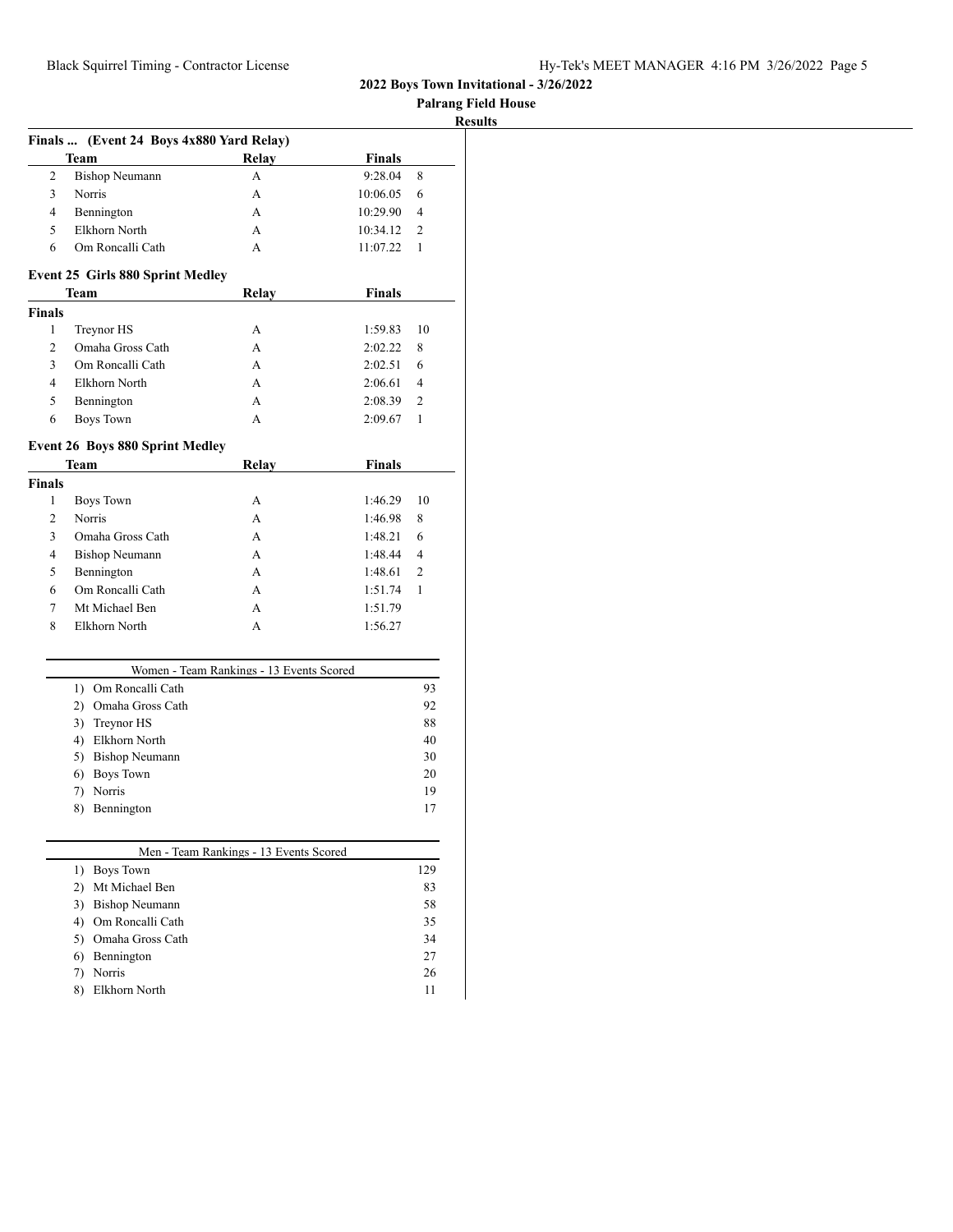## Finals ... (Event 24 Boys 4x880 Yard Relay)

| | Team | Relay | Finals | |
|---|---|---|---|---|
| 2 | Bishop Neumann | A | 9:28.04 | 8 |
| 3 | Norris | A | 10:06.05 | 6 |
| 4 | Bennington | A | 10:29.90 | 4 |
| 5 | Elkhorn North | A | 10:34.12 | 2 |
| 6 | Om Roncalli Cath | A | 11:07.22 | 1 |

## Event 25 Girls 880 Sprint Medley

| | Team | Relay | Finals | |
|---|---|---|---|---|
| **Finals** | | | | |
| 1 | Treynor HS | A | 1:59.83 | 10 |
| 2 | Omaha Gross Cath | A | 2:02.22 | 8 |
| 3 | Om Roncalli Cath | A | 2:02.51 | 6 |
| 4 | Elkhorn North | A | 2:06.61 | 4 |
| 5 | Bennington | A | 2:08.39 | 2 |
| 6 | Boys Town | A | 2:09.67 | 1 |

## Event 26 Boys 880 Sprint Medley

| | Team | Relay | Finals | |
|---|---|---|---|---|
| **Finals** | | | | |
| 1 | Boys Town | A | 1:46.29 | 10 |
| 2 | Norris | A | 1:46.98 | 8 |
| 3 | Omaha Gross Cath | A | 1:48.21 | 6 |
| 4 | Bishop Neumann | A | 1:48.44 | 4 |
| 5 | Bennington | A | 1:48.61 | 2 |
| 6 | Om Roncalli Cath | A | 1:51.74 | 1 |
| 7 | Mt Michael Ben | A | 1:51.79 | |
| 8 | Elkhorn North | A | 1:56.27 | |

## Women - Team Rankings - 13 Events Scored

| | | |
|---|---|---|
| 1) | Om Roncalli Cath | 93 |
| 2) | Omaha Gross Cath | 92 |
| 3) | Treynor HS | 88 |
| 4) | Elkhorn North | 40 |
| 5) | Bishop Neumann | 30 |
| 6) | Boys Town | 20 |
| 7) | Norris | 19 |
| 8) | Bennington | 17 |

## Men - Team Rankings - 13 Events Scored

| | | |
|---|---|---|
| 1) | Boys Town | 129 |
| 2) | Mt Michael Ben | 83 |
| 3) | Bishop Neumann | 58 |
| 4) | Om Roncalli Cath | 35 |
| 5) | Omaha Gross Cath | 34 |
| 6) | Bennington | 27 |
| 7) | Norris | 26 |
| 8) | Elkhorn North | 11 |